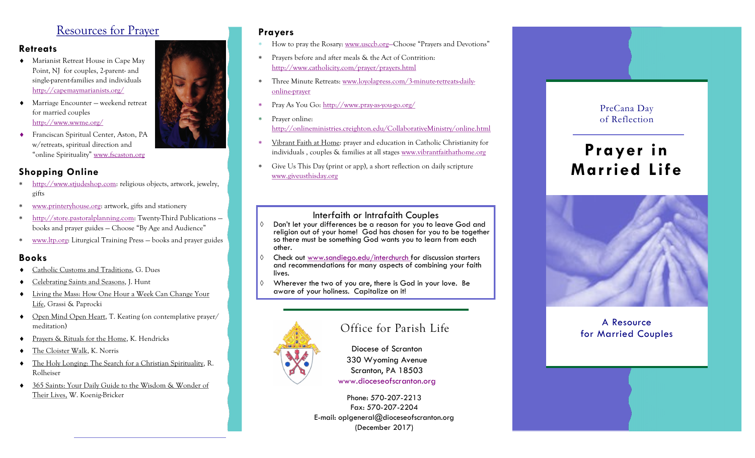## Resources for Prayer

### Retreats

- Marianist Retreat House in Cape May Point, NJ for couples, 2-parent- and single-parent-families and individuals http://capemaymarianists.org/
- Marriage Encounter – weekend retreat for married couples http://www.wwme.org/
- Franciscan Spiritual Center, Aston, PA w/retreats, spiritual direction and "online Spirituality" www.fscaston.org

### Shopping Online

* http://www.stjudeshop.com: religious objects, artwork, jewelry, gifts
* www.printeryhouse.org: artwork, gifts and stationery
* http://store.pastoralplanning.com: Twenty-Third Publications – books and prayer guides – Choose "By Age and Audience"
* www.ltp.org: Liturgical Training Press – books and prayer guides

### Books

- Catholic Customs and Traditions, G. Dues
- Celebrating Saints and Seasons, J. Hunt
- Living the Mass: How One Hour a Week Can Change Your Life, Grassi & Paprocki
- Open Mind Open Heart, T. Keating (on contemplative prayer/ meditation)
- Prayers & Rituals for the Home, K. Hendricks
- The Cloister Walk, K. Norris
- The Holy Longing: The Search for a Christian Spirituality, R. Rolheiser
- 365 Saints: Your Daily Guide to the Wisdom & Wonder of Their Lives, W. Koenig-Bricker

### Prayers

* How to pray the Rosary: www.usccb.org–Choose "Prayers and Devotions"
* Prayers before and after meals & the Act of Contrition: http://www.catholicity.com/prayer/prayers.html
* Three Minute Retreats: www.loyolapress.com/3-minute-retreats-daily-online-prayer
* Pray As You Go: http://www.pray-as-you-go.org/
* Prayer online: http://onlineministries.creighton.edu/CollaborativeMinistry/online.html
* Vibrant Faith at Home: prayer and education in Catholic Christianity for individuals , couples & families at all stages www.vibrantfaithathome.org
* Give Us This Day (print or app), a short reflection on daily scripture www.giveusthisday.org

### Interfaith or Intrafaith Couples

- Don't let your differences be a reason for you to leave God and religion out of your home! God has chosen for you to be together so there must be something God wants you to learn from each other.
- Check out www.sandiego.edu/interchurch for discussion starters and recommendations for many aspects of combining your faith lives.
- Wherever the two of you are, there is God in your love. Be aware of your holiness. Capitalize on it!

### Office for Parish Life

Diocese of Scranton
330 Wyoming Avenue
Scranton, PA 18503
www.dioceseofscranton.org

Phone: 570-207-2213
Fax: 570-207-2204
E-mail: oplgeneral@dioceseofscranton.org
(December 2017)

PreCana Day of Reflection

# Prayer in Married Life

A Resource for Married Couples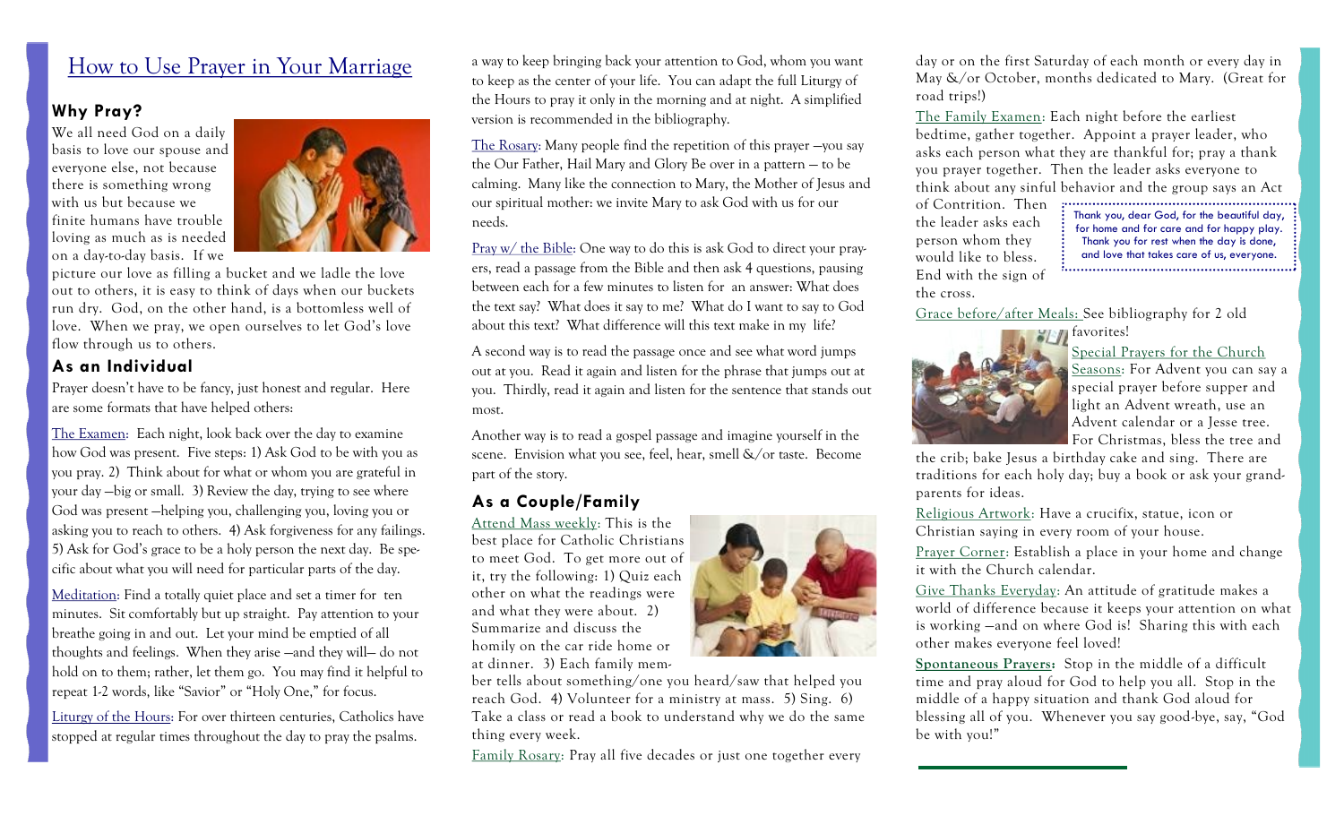# How to Use Prayer in Your Marriage

## Why Pray?

We all need God on a daily basis to love our spouse and everyone else, not because there is something wrong with us but because we finite humans have trouble loving as much as is needed on a day-to-day basis. If we picture our love as filling a bucket and we ladle the love out to others, it is easy to think of days when our buckets run dry. God, on the other hand, is a bottomless well of love. When we pray, we open ourselves to let God's love flow through us to others.

## As an Individual

Prayer doesn't have to be fancy, just honest and regular. Here are some formats that have helped others:

The Examen: Each night, look back over the day to examine how God was present. Five steps: 1) Ask God to be with you as you pray. 2) Think about for what or whom you are grateful in your day —big or small. 3) Review the day, trying to see where God was present —helping you, challenging you, loving you or asking you to reach to others. 4) Ask forgiveness for any failings. 5) Ask for God's grace to be a holy person the next day. Be specific about what you will need for particular parts of the day.

Meditation: Find a totally quiet place and set a timer for ten minutes. Sit comfortably but up straight. Pay attention to your breathe going in and out. Let your mind be emptied of all thoughts and feelings. When they arise —and they will— do not hold on to them; rather, let them go. You may find it helpful to repeat 1-2 words, like "Savior" or "Holy One," for focus.

Liturgy of the Hours: For over thirteen centuries, Catholics have stopped at regular times throughout the day to pray the psalms, a way to keep bringing back your attention to God, whom you want to keep as the center of your life. You can adapt the full Liturgy of the Hours to pray it only in the morning and at night. A simplified version is recommended in the bibliography.

The Rosary: Many people find the repetition of this prayer —you say the Our Father, Hail Mary and Glory Be over in a pattern — to be calming. Many like the connection to Mary, the Mother of Jesus and our spiritual mother: we invite Mary to ask God with us for our needs.

Pray w/ the Bible: One way to do this is ask God to direct your prayers, read a passage from the Bible and then ask 4 questions, pausing between each for a few minutes to listen for an answer: What does the text say? What does it say to me? What do I want to say to God about this text? What difference will this text make in my life?

A second way is to read the passage once and see what word jumps out at you. Read it again and listen for the phrase that jumps out at you. Thirdly, read it again and listen for the sentence that stands out most.

Another way is to read a gospel passage and imagine yourself in the scene. Envision what you see, feel, hear, smell &/or taste. Become part of the story.

## As a Couple/Family

Attend Mass weekly: This is the best place for Catholic Christians to meet God. To get more out of it, try the following: 1) Quiz each other on what the readings were and what they were about. 2) Summarize and discuss the homily on the car ride home or at dinner. 3) Each family member tells about something/one you heard/saw that helped you reach God. 4) Volunteer for a ministry at mass. 5) Sing. 6) Take a class or read a book to understand why we do the same thing every week.

Family Rosary: Pray all five decades or just one together every day or on the first Saturday of each month or every day in May &/or October, months dedicated to Mary. (Great for road trips!)

The Family Examen: Each night before the earliest bedtime, gather together. Appoint a prayer leader, who asks each person what they are thankful for; pray a thank you prayer together. Then the leader asks everyone to think about any sinful behavior and the group says an Act of Contrition. Then the leader asks each person whom they would like to bless. End with the sign of the cross.

> Thank you, dear God, for the beautiful day,
> for home and for care and for happy play.
> Thank you for rest when the day is done,
> and love that takes care of us, everyone.

Grace before/after Meals: See bibliography for 2 old favorites!

Special Prayers for the Church Seasons: For Advent you can say a special prayer before supper and light an Advent wreath, use an Advent calendar or a Jesse tree. For Christmas, bless the tree and the crib; bake Jesus a birthday cake and sing. There are traditions for each holy day; buy a book or ask your grandparents for ideas.

Religious Artwork: Have a crucifix, statue, icon or Christian saying in every room of your house.

Prayer Corner: Establish a place in your home and change it with the Church calendar.

Give Thanks Everyday: An attitude of gratitude makes a world of difference because it keeps your attention on what is working —and on where God is! Sharing this with each other makes everyone feel loved!

**Spontaneous Prayers:** Stop in the middle of a difficult time and pray aloud for God to help you all. Stop in the middle of a happy situation and thank God aloud for blessing all of you. Whenever you say good-bye, say, "God be with you!"